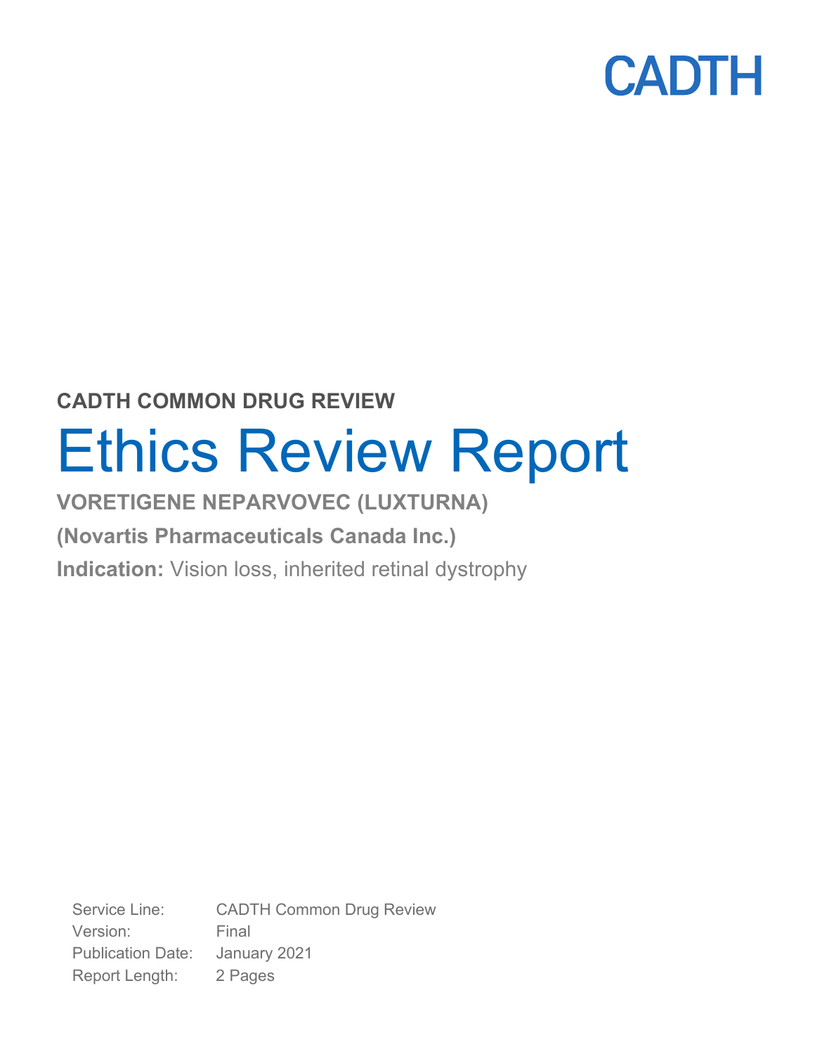CADTH

CADTH COMMON DRUG REVIEW

# Ethics Review Report

**VORETIGENE NEPARVOVEC (LUXTURNA)**

**(Novartis Pharmaceuticals Canada Inc.)**

**Indication:** Vision loss, inherited retinal dystrophy

| | |
|---|---|
| Service Line: | CADTH Common Drug Review |
| Version: | Final |
| Publication Date: | January 2021 |
| Report Length: | 2 Pages |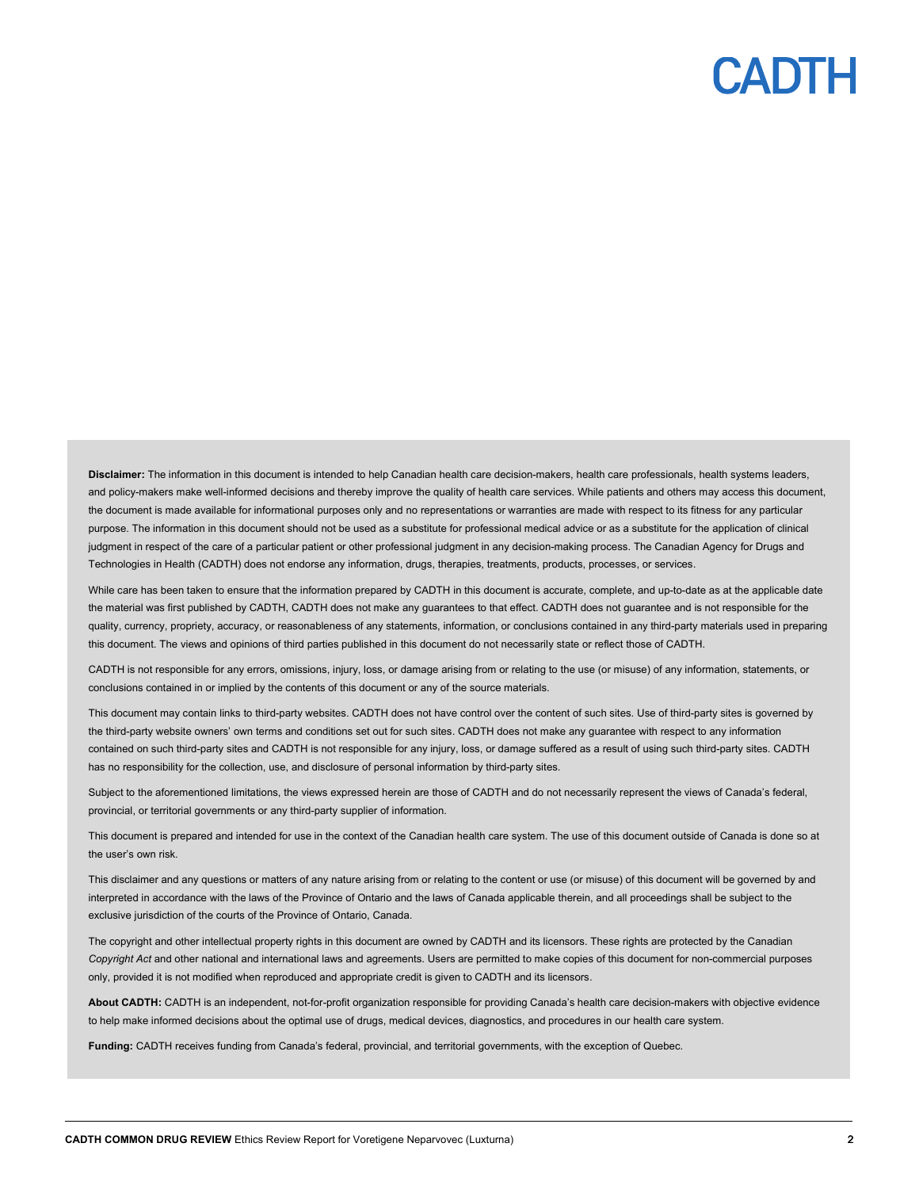**Disclaimer:** The information in this document is intended to help Canadian health care decision-makers, health care professionals, health systems leaders, and policy-makers make well-informed decisions and thereby improve the quality of health care services. While patients and others may access this document, the document is made available for informational purposes only and no representations or warranties are made with respect to its fitness for any particular purpose. The information in this document should not be used as a substitute for professional medical advice or as a substitute for the application of clinical judgment in respect of the care of a particular patient or other professional judgment in any decision-making process. The Canadian Agency for Drugs and Technologies in Health (CADTH) does not endorse any information, drugs, therapies, treatments, products, processes, or services.

While care has been taken to ensure that the information prepared by CADTH in this document is accurate, complete, and up-to-date as at the applicable date the material was first published by CADTH, CADTH does not make any guarantees to that effect. CADTH does not guarantee and is not responsible for the quality, currency, propriety, accuracy, or reasonableness of any statements, information, or conclusions contained in any third-party materials used in preparing this document. The views and opinions of third parties published in this document do not necessarily state or reflect those of CADTH.

CADTH is not responsible for any errors, omissions, injury, loss, or damage arising from or relating to the use (or misuse) of any information, statements, or conclusions contained in or implied by the contents of this document or any of the source materials.

This document may contain links to third-party websites. CADTH does not have control over the content of such sites. Use of third-party sites is governed by the third-party website owners' own terms and conditions set out for such sites. CADTH does not make any guarantee with respect to any information contained on such third-party sites and CADTH is not responsible for any injury, loss, or damage suffered as a result of using such third-party sites. CADTH has no responsibility for the collection, use, and disclosure of personal information by third-party sites.

Subject to the aforementioned limitations, the views expressed herein are those of CADTH and do not necessarily represent the views of Canada's federal, provincial, or territorial governments or any third-party supplier of information.

This document is prepared and intended for use in the context of the Canadian health care system. The use of this document outside of Canada is done so at the user's own risk.

This disclaimer and any questions or matters of any nature arising from or relating to the content or use (or misuse) of this document will be governed by and interpreted in accordance with the laws of the Province of Ontario and the laws of Canada applicable therein, and all proceedings shall be subject to the exclusive jurisdiction of the courts of the Province of Ontario, Canada.

The copyright and other intellectual property rights in this document are owned by CADTH and its licensors. These rights are protected by the Canadian *Copyright Act* and other national and international laws and agreements. Users are permitted to make copies of this document for non-commercial purposes only, provided it is not modified when reproduced and appropriate credit is given to CADTH and its licensors.

**About CADTH:** CADTH is an independent, not-for-profit organization responsible for providing Canada's health care decision-makers with objective evidence to help make informed decisions about the optimal use of drugs, medical devices, diagnostics, and procedures in our health care system.

**Funding:** CADTH receives funding from Canada's federal, provincial, and territorial governments, with the exception of Quebec.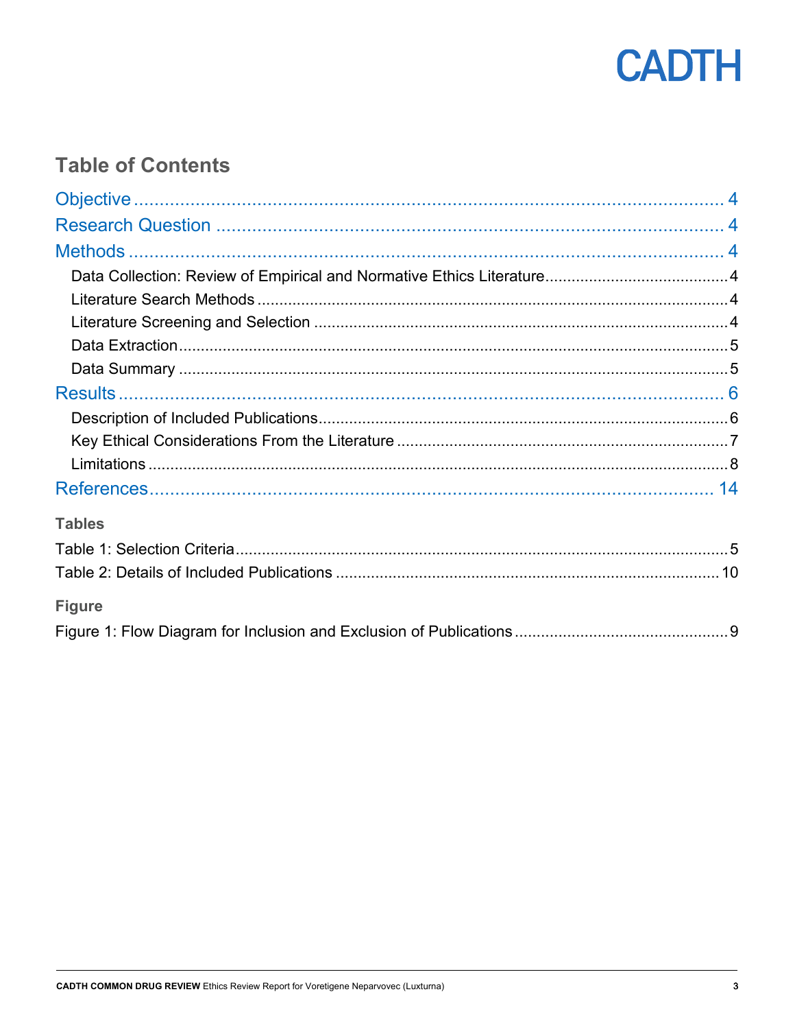## Table of Contents

Objective ........................................................................................................................ 4

Research Question ........................................................................................................ 4

Methods .......................................................................................................................... 4

- Data Collection: Review of Empirical and Normative Ethics Literature .......................................... 4
- Literature Search Methods ............................................................................................................ 4
- Literature Screening and Selection ............................................................................................... 4
- Data Extraction ............................................................................................................................. 5
- Data Summary .............................................................................................................................. 5

Results ............................................................................................................................ 6

- Description of Included Publications ............................................................................................. 6
- Key Ethical Considerations From the Literature ............................................................................ 7
- Limitations ..................................................................................................................................... 8

References ...................................................................................................................... 14

### Tables

Table 1: Selection Criteria .................................................................................................................. 5

Table 2: Details of Included Publications ........................................................................................ 10

### Figure

Figure 1: Flow Diagram for Inclusion and Exclusion of Publications ................................................. 9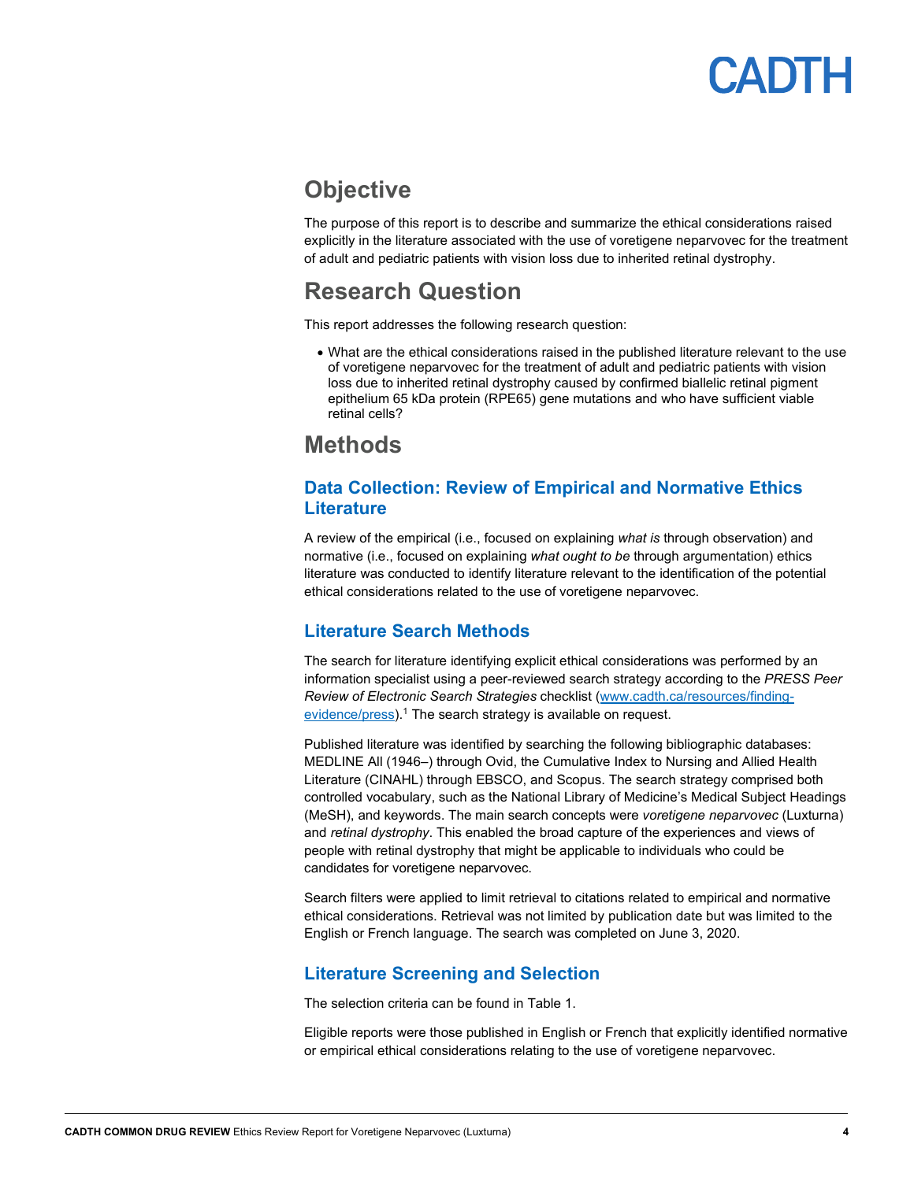# Objective

The purpose of this report is to describe and summarize the ethical considerations raised explicitly in the literature associated with the use of voretigene neparvovec for the treatment of adult and pediatric patients with vision loss due to inherited retinal dystrophy.

# Research Question

This report addresses the following research question:

- What are the ethical considerations raised in the published literature relevant to the use of voretigene neparvovec for the treatment of adult and pediatric patients with vision loss due to inherited retinal dystrophy caused by confirmed biallelic retinal pigment epithelium 65 kDa protein (RPE65) gene mutations and who have sufficient viable retinal cells?

# Methods

## Data Collection: Review of Empirical and Normative Ethics Literature

A review of the empirical (i.e., focused on explaining *what is* through observation) and normative (i.e., focused on explaining *what ought to be* through argumentation) ethics literature was conducted to identify literature relevant to the identification of the potential ethical considerations related to the use of voretigene neparvovec.

## Literature Search Methods

The search for literature identifying explicit ethical considerations was performed by an information specialist using a peer-reviewed search strategy according to the *PRESS Peer Review of Electronic Search Strategies* checklist (www.cadth.ca/resources/finding-evidence/press).[1] The search strategy is available on request.

Published literature was identified by searching the following bibliographic databases: MEDLINE All (1946–) through Ovid, the Cumulative Index to Nursing and Allied Health Literature (CINAHL) through EBSCO, and Scopus. The search strategy comprised both controlled vocabulary, such as the National Library of Medicine's Medical Subject Headings (MeSH), and keywords. The main search concepts were *voretigene neparvovec* (Luxturna) and *retinal dystrophy*. This enabled the broad capture of the experiences and views of people with retinal dystrophy that might be applicable to individuals who could be candidates for voretigene neparvovec.

Search filters were applied to limit retrieval to citations related to empirical and normative ethical considerations. Retrieval was not limited by publication date but was limited to the English or French language. The search was completed on June 3, 2020.

## Literature Screening and Selection

The selection criteria can be found in Table 1.

Eligible reports were those published in English or French that explicitly identified normative or empirical ethical considerations relating to the use of voretigene neparvovec.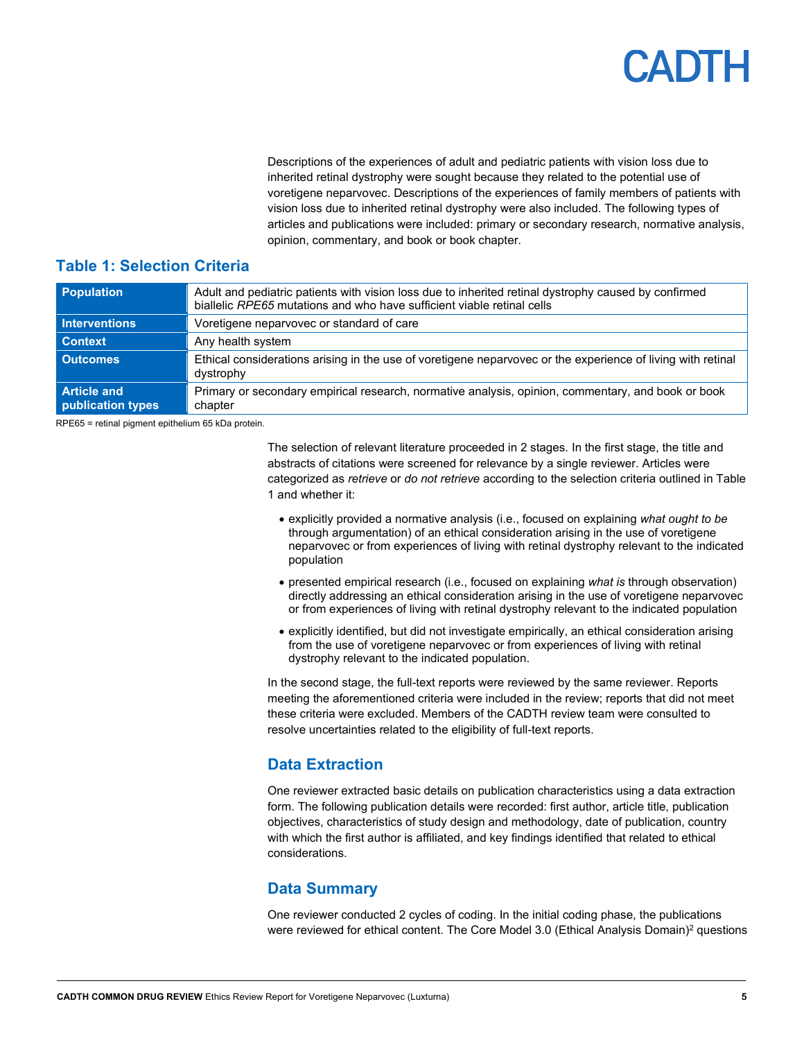Descriptions of the experiences of adult and pediatric patients with vision loss due to inherited retinal dystrophy were sought because they related to the potential use of voretigene neparvovec. Descriptions of the experiences of family members of patients with vision loss due to inherited retinal dystrophy were also included. The following types of articles and publications were included: primary or secondary research, normative analysis, opinion, commentary, and book or book chapter.

## Table 1: Selection Criteria

| | |
|---|---|
| **Population** | Adult and pediatric patients with vision loss due to inherited retinal dystrophy caused by confirmed biallelic *RPE65* mutations and who have sufficient viable retinal cells |
| **Interventions** | Voretigene neparvovec or standard of care |
| **Context** | Any health system |
| **Outcomes** | Ethical considerations arising in the use of voretigene neparvovec or the experience of living with retinal dystrophy |
| **Article and publication types** | Primary or secondary empirical research, normative analysis, opinion, commentary, and book or book chapter |

RPE65 = retinal pigment epithelium 65 kDa protein.

The selection of relevant literature proceeded in 2 stages. In the first stage, the title and abstracts of citations were screened for relevance by a single reviewer. Articles were categorized as *retrieve* or *do not retrieve* according to the selection criteria outlined in Table 1 and whether it:

- explicitly provided a normative analysis (i.e., focused on explaining *what ought to be* through argumentation) of an ethical consideration arising in the use of voretigene neparvovec or from experiences of living with retinal dystrophy relevant to the indicated population
- presented empirical research (i.e., focused on explaining *what is* through observation) directly addressing an ethical consideration arising in the use of voretigene neparvovec or from experiences of living with retinal dystrophy relevant to the indicated population
- explicitly identified, but did not investigate empirically, an ethical consideration arising from the use of voretigene neparvovec or from experiences of living with retinal dystrophy relevant to the indicated population.

In the second stage, the full-text reports were reviewed by the same reviewer. Reports meeting the aforementioned criteria were included in the review; reports that did not meet these criteria were excluded. Members of the CADTH review team were consulted to resolve uncertainties related to the eligibility of full-text reports.

## Data Extraction

One reviewer extracted basic details on publication characteristics using a data extraction form. The following publication details were recorded: first author, article title, publication objectives, characteristics of study design and methodology, date of publication, country with which the first author is affiliated, and key findings identified that related to ethical considerations.

## Data Summary

One reviewer conducted 2 cycles of coding. In the initial coding phase, the publications were reviewed for ethical content. The Core Model 3.0 (Ethical Analysis Domain)[2] questions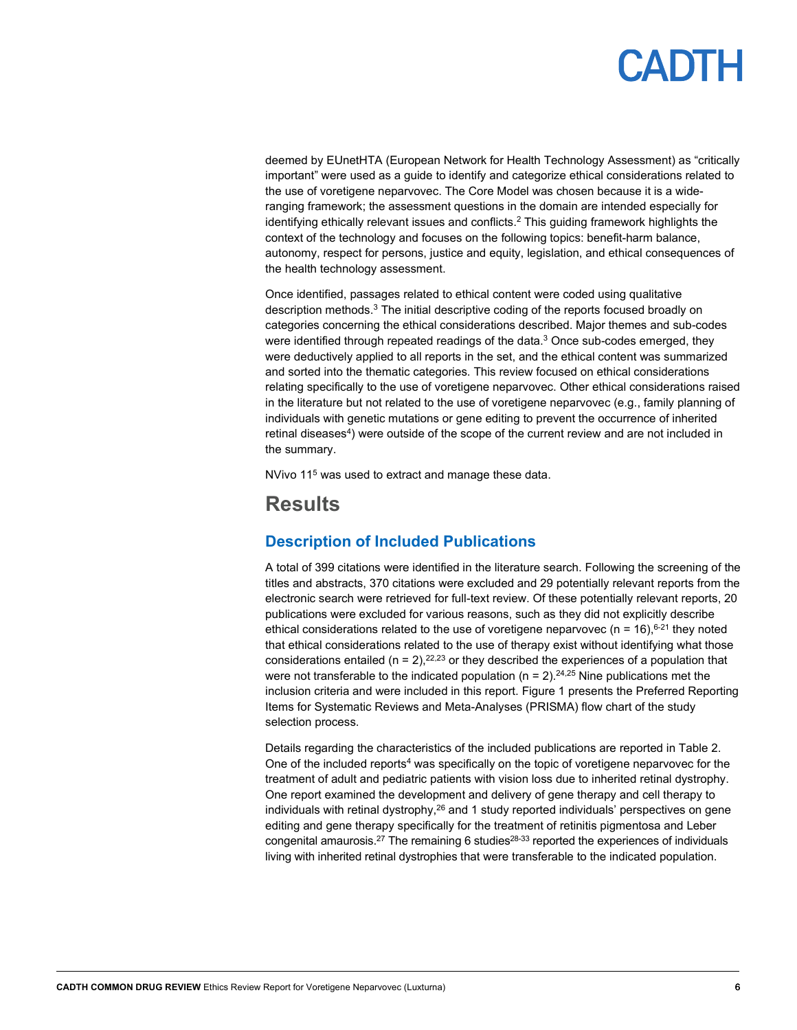deemed by EUnetHTA (European Network for Health Technology Assessment) as "critically important" were used as a guide to identify and categorize ethical considerations related to the use of voretigene neparvovec. The Core Model was chosen because it is a wide-ranging framework; the assessment questions in the domain are intended especially for identifying ethically relevant issues and conflicts.[2] This guiding framework highlights the context of the technology and focuses on the following topics: benefit-harm balance, autonomy, respect for persons, justice and equity, legislation, and ethical consequences of the health technology assessment.

Once identified, passages related to ethical content were coded using qualitative description methods.[3] The initial descriptive coding of the reports focused broadly on categories concerning the ethical considerations described. Major themes and sub-codes were identified through repeated readings of the data.[3] Once sub-codes emerged, they were deductively applied to all reports in the set, and the ethical content was summarized and sorted into the thematic categories. This review focused on ethical considerations relating specifically to the use of voretigene neparvovec. Other ethical considerations raised in the literature but not related to the use of voretigene neparvovec (e.g., family planning of individuals with genetic mutations or gene editing to prevent the occurrence of inherited retinal diseases[4]) were outside of the scope of the current review and are not included in the summary.

NVivo 11[5] was used to extract and manage these data.

# Results

## Description of Included Publications

A total of 399 citations were identified in the literature search. Following the screening of the titles and abstracts, 370 citations were excluded and 29 potentially relevant reports from the electronic search were retrieved for full-text review. Of these potentially relevant reports, 20 publications were excluded for various reasons, such as they did not explicitly describe ethical considerations related to the use of voretigene neparvovec (n = 16),[6-21] they noted that ethical considerations related to the use of therapy exist without identifying what those considerations entailed (n = 2),[22,23] or they described the experiences of a population that were not transferable to the indicated population (n = 2).[24,25] Nine publications met the inclusion criteria and were included in this report. Figure 1 presents the Preferred Reporting Items for Systematic Reviews and Meta-Analyses (PRISMA) flow chart of the study selection process.

Details regarding the characteristics of the included publications are reported in Table 2. One of the included reports[4] was specifically on the topic of voretigene neparvovec for the treatment of adult and pediatric patients with vision loss due to inherited retinal dystrophy. One report examined the development and delivery of gene therapy and cell therapy to individuals with retinal dystrophy,[26] and 1 study reported individuals' perspectives on gene editing and gene therapy specifically for the treatment of retinitis pigmentosa and Leber congenital amaurosis.[27] The remaining 6 studies[28-33] reported the experiences of individuals living with inherited retinal dystrophies that were transferable to the indicated population.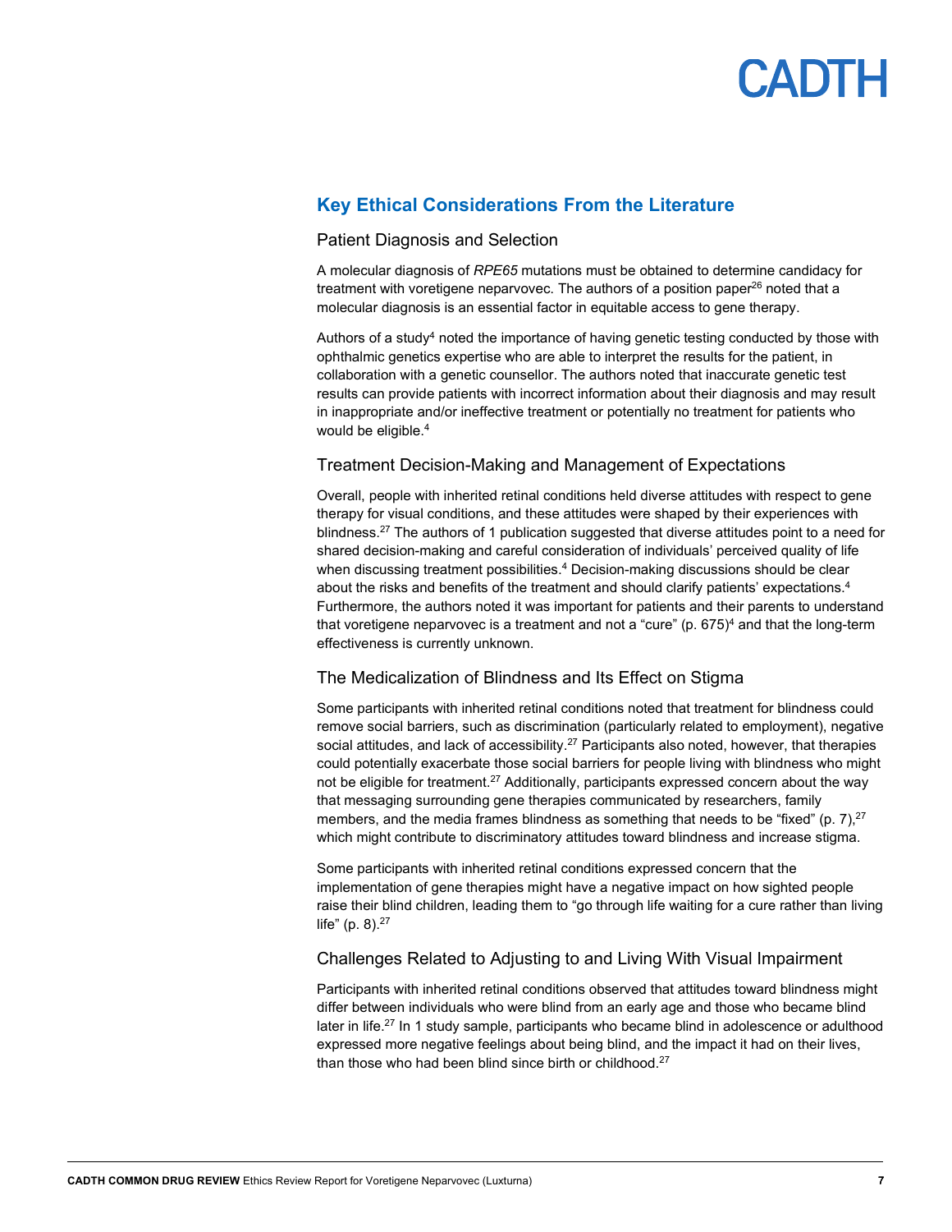## Key Ethical Considerations From the Literature

### Patient Diagnosis and Selection

A molecular diagnosis of *RPE65* mutations must be obtained to determine candidacy for treatment with voretigene neparvovec. The authors of a position paper[26] noted that a molecular diagnosis is an essential factor in equitable access to gene therapy.

Authors of a study[4] noted the importance of having genetic testing conducted by those with ophthalmic genetics expertise who are able to interpret the results for the patient, in collaboration with a genetic counsellor. The authors noted that inaccurate genetic test results can provide patients with incorrect information about their diagnosis and may result in inappropriate and/or ineffective treatment or potentially no treatment for patients who would be eligible.[4]

### Treatment Decision-Making and Management of Expectations

Overall, people with inherited retinal conditions held diverse attitudes with respect to gene therapy for visual conditions, and these attitudes were shaped by their experiences with blindness.[27] The authors of 1 publication suggested that diverse attitudes point to a need for shared decision-making and careful consideration of individuals' perceived quality of life when discussing treatment possibilities.[4] Decision-making discussions should be clear about the risks and benefits of the treatment and should clarify patients' expectations.[4] Furthermore, the authors noted it was important for patients and their parents to understand that voretigene neparvovec is a treatment and not a "cure" (p. 675)[4] and that the long-term effectiveness is currently unknown.

### The Medicalization of Blindness and Its Effect on Stigma

Some participants with inherited retinal conditions noted that treatment for blindness could remove social barriers, such as discrimination (particularly related to employment), negative social attitudes, and lack of accessibility.[27] Participants also noted, however, that therapies could potentially exacerbate those social barriers for people living with blindness who might not be eligible for treatment.[27] Additionally, participants expressed concern about the way that messaging surrounding gene therapies communicated by researchers, family members, and the media frames blindness as something that needs to be "fixed" (p. 7),[27] which might contribute to discriminatory attitudes toward blindness and increase stigma.

Some participants with inherited retinal conditions expressed concern that the implementation of gene therapies might have a negative impact on how sighted people raise their blind children, leading them to "go through life waiting for a cure rather than living life" (p. 8).[27]

### Challenges Related to Adjusting to and Living With Visual Impairment

Participants with inherited retinal conditions observed that attitudes toward blindness might differ between individuals who were blind from an early age and those who became blind later in life.[27] In 1 study sample, participants who became blind in adolescence or adulthood expressed more negative feelings about being blind, and the impact it had on their lives, than those who had been blind since birth or childhood.[27]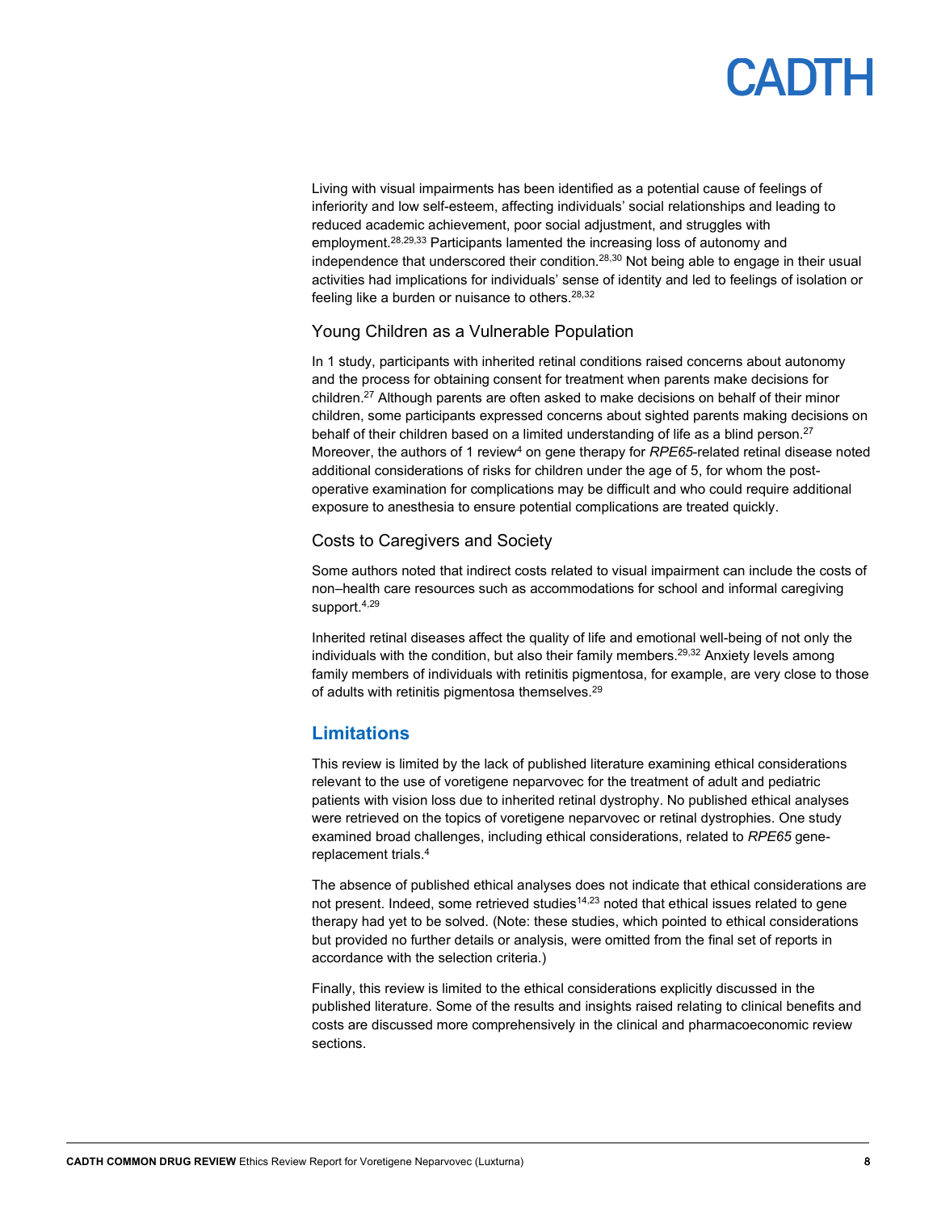Living with visual impairments has been identified as a potential cause of feelings of inferiority and low self-esteem, affecting individuals' social relationships and leading to reduced academic achievement, poor social adjustment, and struggles with employment.[28,29,33] Participants lamented the increasing loss of autonomy and independence that underscored their condition.[28,30] Not being able to engage in their usual activities had implications for individuals' sense of identity and led to feelings of isolation or feeling like a burden or nuisance to others.[28,32]

### Young Children as a Vulnerable Population

In 1 study, participants with inherited retinal conditions raised concerns about autonomy and the process for obtaining consent for treatment when parents make decisions for children.[27] Although parents are often asked to make decisions on behalf of their minor children, some participants expressed concerns about sighted parents making decisions on behalf of their children based on a limited understanding of life as a blind person.[27] Moreover, the authors of 1 review[4] on gene therapy for *RPE65*-related retinal disease noted additional considerations of risks for children under the age of 5, for whom the post-operative examination for complications may be difficult and who could require additional exposure to anesthesia to ensure potential complications are treated quickly.

### Costs to Caregivers and Society

Some authors noted that indirect costs related to visual impairment can include the costs of non–health care resources such as accommodations for school and informal caregiving support.[4,29]

Inherited retinal diseases affect the quality of life and emotional well-being of not only the individuals with the condition, but also their family members.[29,32] Anxiety levels among family members of individuals with retinitis pigmentosa, for example, are very close to those of adults with retinitis pigmentosa themselves.[29]

## Limitations

This review is limited by the lack of published literature examining ethical considerations relevant to the use of voretigene neparvovec for the treatment of adult and pediatric patients with vision loss due to inherited retinal dystrophy. No published ethical analyses were retrieved on the topics of voretigene neparvovec or retinal dystrophies. One study examined broad challenges, including ethical considerations, related to *RPE65* gene-replacement trials.[4]

The absence of published ethical analyses does not indicate that ethical considerations are not present. Indeed, some retrieved studies[14,23] noted that ethical issues related to gene therapy had yet to be solved. (Note: these studies, which pointed to ethical considerations but provided no further details or analysis, were omitted from the final set of reports in accordance with the selection criteria.)

Finally, this review is limited to the ethical considerations explicitly discussed in the published literature. Some of the results and insights raised relating to clinical benefits and costs are discussed more comprehensively in the clinical and pharmacoeconomic review sections.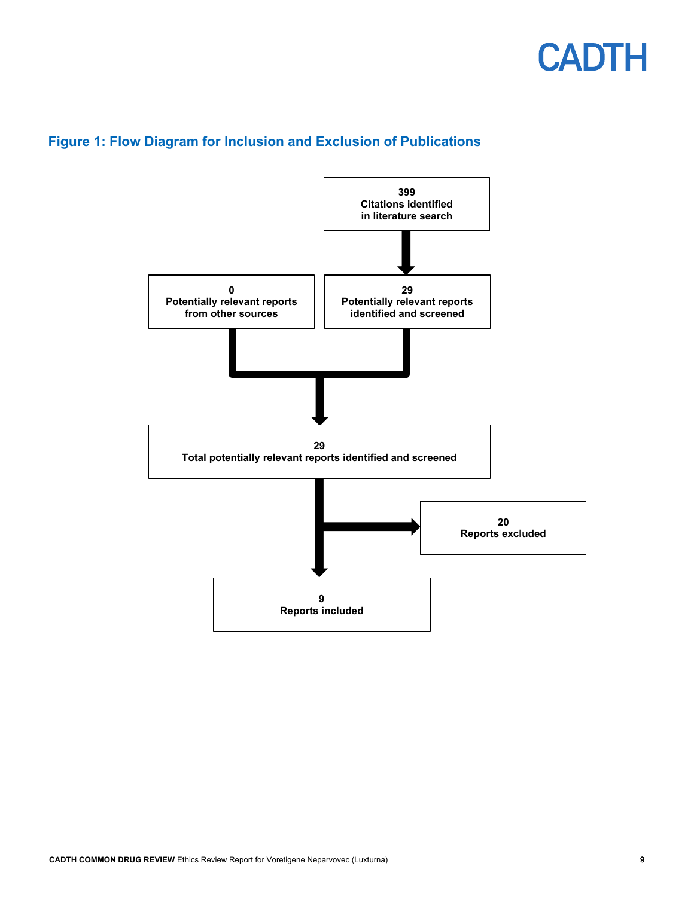## Figure 1: Flow Diagram for Inclusion and Exclusion of Publications

399
Citations identified in literature search

0
Potentially relevant reports from other sources

29
Potentially relevant reports identified and screened

29
Total potentially relevant reports identified and screened

20
Reports excluded

9
Reports included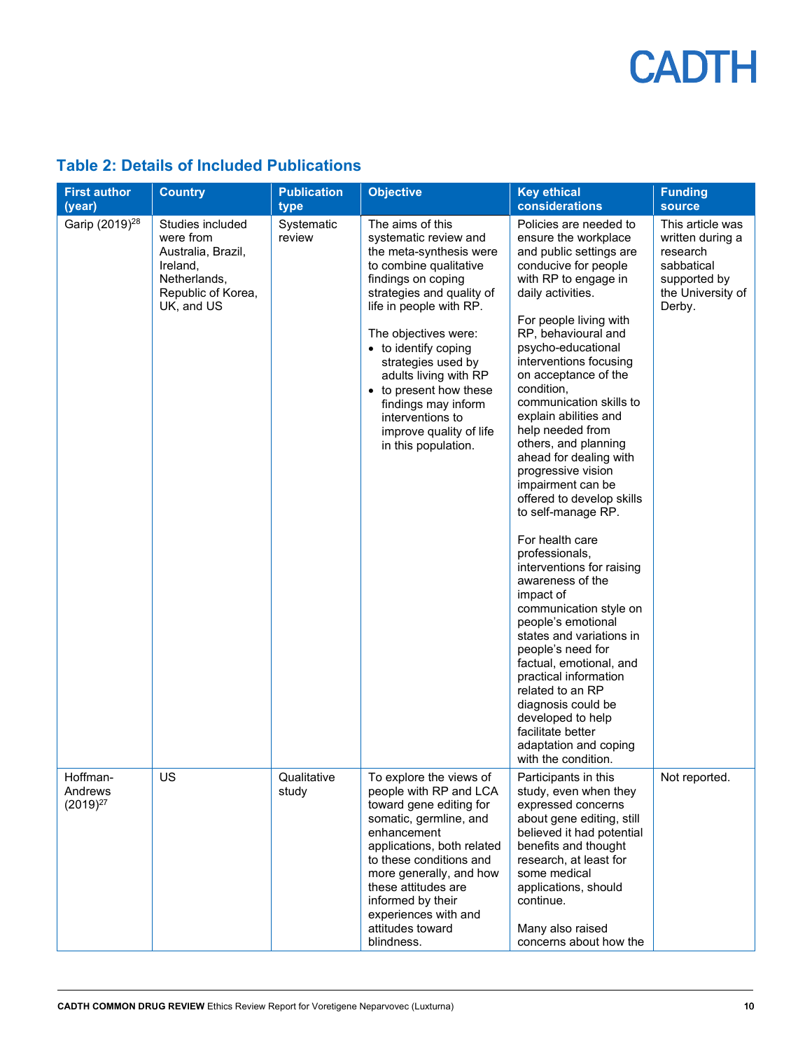## Table 2: Details of Included Publications

| First author (year) | Country | Publication type | Objective | Key ethical considerations | Funding source |
|---|---|---|---|---|---|
| Garip (2019)[28] | Studies included were from Australia, Brazil, Ireland, Netherlands, Republic of Korea, UK, and US | Systematic review | The aims of this systematic review and the meta-synthesis were to combine qualitative findings on coping strategies and quality of life in people with RP.<br><br>The objectives were:<br>• to identify coping strategies used by adults living with RP<br>• to present how these findings may inform interventions to improve quality of life in this population. | Policies are needed to ensure the workplace and public settings are conducive for people with RP to engage in daily activities.<br><br>For people living with RP, behavioural and psycho-educational interventions focusing on acceptance of the condition, communication skills to explain abilities and help needed from others, and planning ahead for dealing with progressive vision impairment can be offered to develop skills to self-manage RP.<br><br>For health care professionals, interventions for raising awareness of the impact of communication style on people's emotional states and variations in people's need for factual, emotional, and practical information related to an RP diagnosis could be developed to help facilitate better adaptation and coping with the condition. | This article was written during a research sabbatical supported by the University of Derby. |
| Hoffman-Andrews (2019)[27] | US | Qualitative study | To explore the views of people with RP and LCA toward gene editing for somatic, germline, and enhancement applications, both related to these conditions and more generally, and how these attitudes are informed by their experiences with and attitudes toward blindness. | Participants in this study, even when they expressed concerns about gene editing, still believed it had potential benefits and thought research, at least for some medical applications, should continue.<br><br>Many also raised concerns about how the | Not reported. |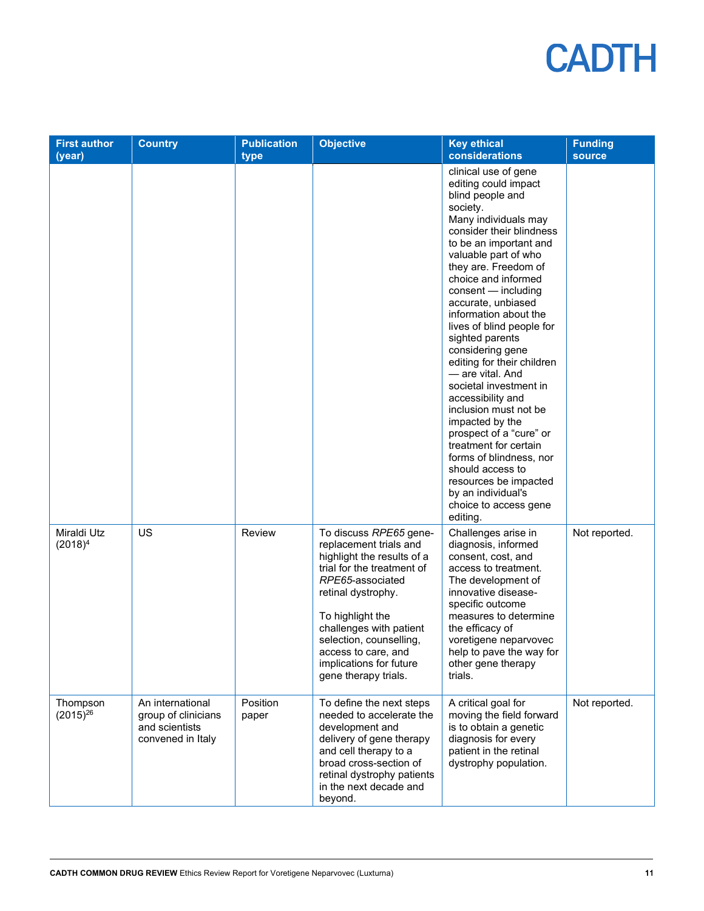| First author (year) | Country | Publication type | Objective | Key ethical considerations | Funding source |
|---|---|---|---|---|---|
| | | | | clinical use of gene editing could impact blind people and society. Many individuals may consider their blindness to be an important and valuable part of who they are. Freedom of choice and informed consent — including accurate, unbiased information about the lives of blind people for sighted parents considering gene editing for their children — are vital. And societal investment in accessibility and inclusion must not be impacted by the prospect of a "cure" or treatment for certain forms of blindness, nor should access to resources be impacted by an individual's choice to access gene editing. | |
| Miraldi Utz (2018)[4] | US | Review | To discuss *RPE65* gene-replacement trials and highlight the results of a trial for the treatment of *RPE65*-associated retinal dystrophy. To highlight the challenges with patient selection, counselling, access to care, and implications for future gene therapy trials. | Challenges arise in diagnosis, informed consent, cost, and access to treatment. The development of innovative disease-specific outcome measures to determine the efficacy of voretigene neparvovec help to pave the way for other gene therapy trials. | Not reported. |
| Thompson (2015)[26] | An international group of clinicians and scientists convened in Italy | Position paper | To define the next steps needed to accelerate the development and delivery of gene therapy and cell therapy to a broad cross-section of retinal dystrophy patients in the next decade and beyond. | A critical goal for moving the field forward is to obtain a genetic diagnosis for every patient in the retinal dystrophy population. | Not reported. |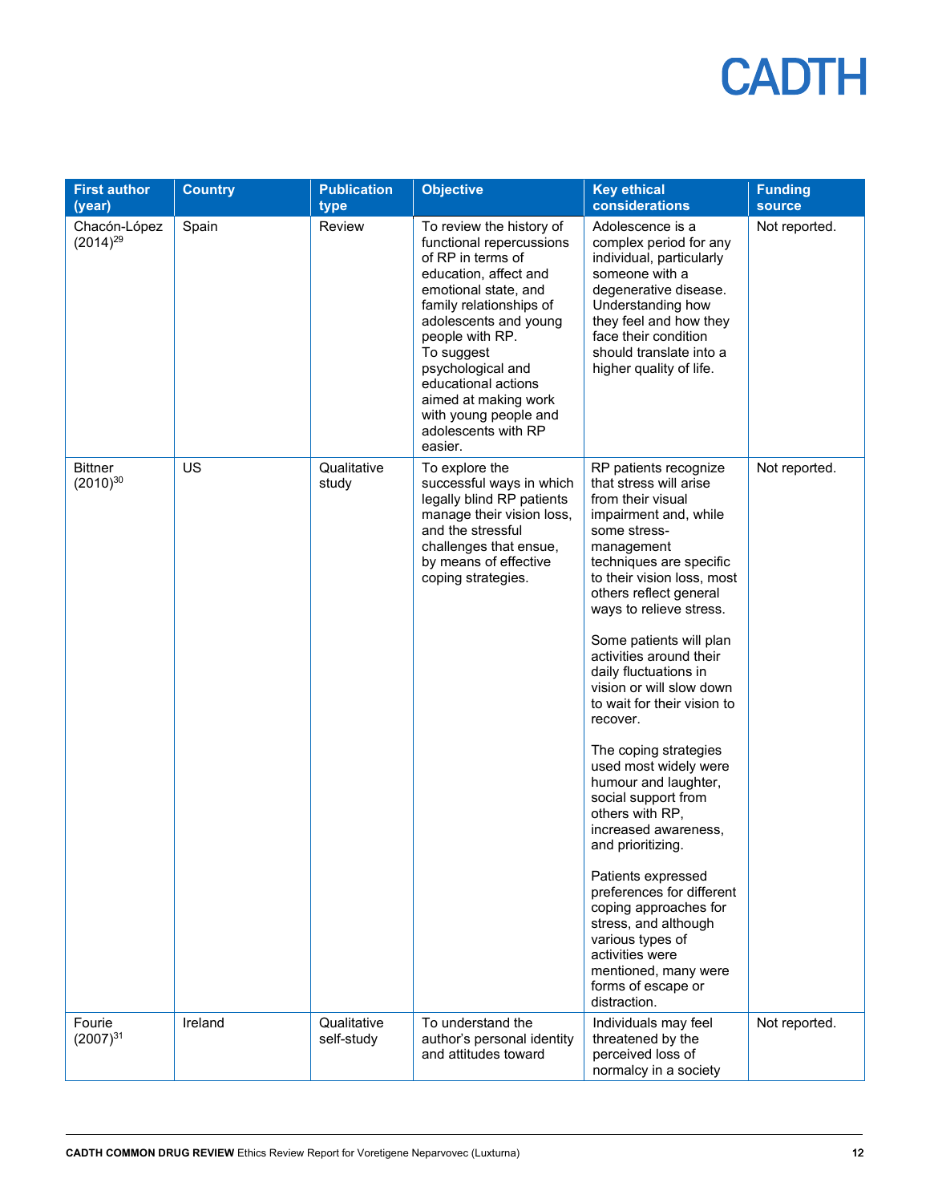| First author (year) | Country | Publication type | Objective | Key ethical considerations | Funding source |
|---|---|---|---|---|---|
| Chacón-López (2014)[29] | Spain | Review | To review the history of functional repercussions of RP in terms of education, affect and emotional state, and family relationships of adolescents and young people with RP. To suggest psychological and educational actions aimed at making work with young people and adolescents with RP easier. | Adolescence is a complex period for any individual, particularly someone with a degenerative disease. Understanding how they feel and how they face their condition should translate into a higher quality of life. | Not reported. |
| Bittner (2010)[30] | US | Qualitative study | To explore the successful ways in which legally blind RP patients manage their vision loss, and the stressful challenges that ensue, by means of effective coping strategies. | RP patients recognize that stress will arise from their visual impairment and, while some stress-management techniques are specific to their vision loss, most others reflect general ways to relieve stress. <br><br> Some patients will plan activities around their daily fluctuations in vision or will slow down to wait for their vision to recover. <br><br> The coping strategies used most widely were humour and laughter, social support from others with RP, increased awareness, and prioritizing. <br><br> Patients expressed preferences for different coping approaches for stress, and although various types of activities were mentioned, many were forms of escape or distraction. | Not reported. |
| Fourie (2007)[31] | Ireland | Qualitative self-study | To understand the author's personal identity and attitudes toward | Individuals may feel threatened by the perceived loss of normalcy in a society | Not reported. |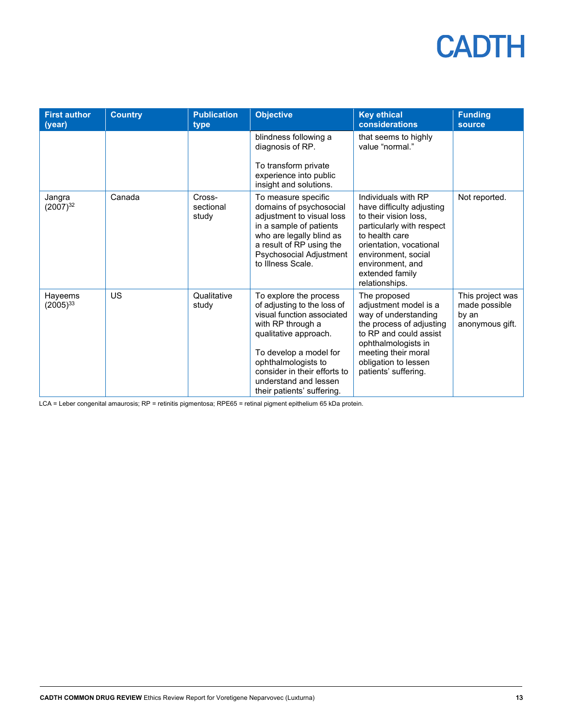| First author (year) | Country | Publication type | Objective | Key ethical considerations | Funding source |
|---|---|---|---|---|---|
| | | | blindness following a diagnosis of RP.<br><br>To transform private experience into public insight and solutions. | that seems to highly value "normal." | |
| Jangra (2007)[32] | Canada | Cross-sectional study | To measure specific domains of psychosocial adjustment to visual loss in a sample of patients who are legally blind as a result of RP using the Psychosocial Adjustment to Illness Scale. | Individuals with RP have difficulty adjusting to their vision loss, particularly with respect to health care orientation, vocational environment, social environment, and extended family relationships. | Not reported. |
| Hayeems (2005)[33] | US | Qualitative study | To explore the process of adjusting to the loss of visual function associated with RP through a qualitative approach.<br><br>To develop a model for ophthalmologists to consider in their efforts to understand and lessen their patients' suffering. | The proposed adjustment model is a way of understanding the process of adjusting to RP and could assist ophthalmologists in meeting their moral obligation to lessen patients' suffering. | This project was made possible by an anonymous gift. |

LCA = Leber congenital amaurosis; RP = retinitis pigmentosa; RPE65 = retinal pigment epithelium 65 kDa protein.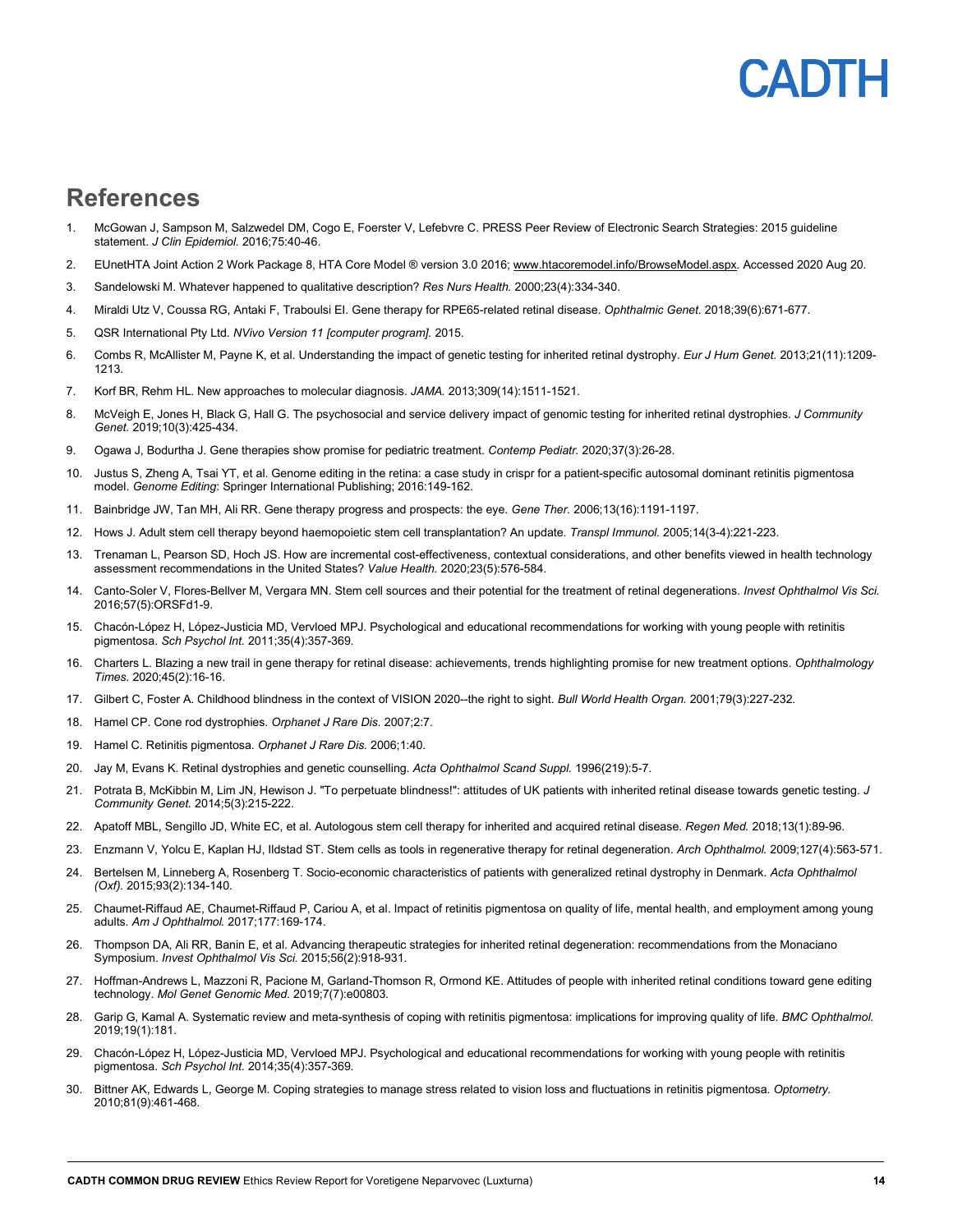## References

1. McGowan J, Sampson M, Salzwedel DM, Cogo E, Foerster V, Lefebvre C. PRESS Peer Review of Electronic Search Strategies: 2015 guideline statement. *J Clin Epidemiol.* 2016;75:40-46.
2. EUnetHTA Joint Action 2 Work Package 8, HTA Core Model ® version 3.0 2016; www.htacoremodel.info/BrowseModel.aspx. Accessed 2020 Aug 20.
3. Sandelowski M. Whatever happened to qualitative description? *Res Nurs Health.* 2000;23(4):334-340.
4. Miraldi Utz V, Coussa RG, Antaki F, Traboulsi EI. Gene therapy for RPE65-related retinal disease. *Ophthalmic Genet.* 2018;39(6):671-677.
5. QSR International Pty Ltd. *NVivo Version 11 [computer program].* 2015.
6. Combs R, McAllister M, Payne K, et al. Understanding the impact of genetic testing for inherited retinal dystrophy. *Eur J Hum Genet.* 2013;21(11):1209-1213.
7. Korf BR, Rehm HL. New approaches to molecular diagnosis. *JAMA.* 2013;309(14):1511-1521.
8. McVeigh E, Jones H, Black G, Hall G. The psychosocial and service delivery impact of genomic testing for inherited retinal dystrophies. *J Community Genet.* 2019;10(3):425-434.
9. Ogawa J, Bodurtha J. Gene therapies show promise for pediatric treatment. *Contemp Pediatr.* 2020;37(3):26-28.
10. Justus S, Zheng A, Tsai YT, et al. Genome editing in the retina: a case study in crispr for a patient-specific autosomal dominant retinitis pigmentosa model. *Genome Editing*: Springer International Publishing; 2016:149-162.
11. Bainbridge JW, Tan MH, Ali RR. Gene therapy progress and prospects: the eye. *Gene Ther.* 2006;13(16):1191-1197.
12. Hows J. Adult stem cell therapy beyond haemopoietic stem cell transplantation? An update. *Transpl Immunol.* 2005;14(3-4):221-223.
13. Trenaman L, Pearson SD, Hoch JS. How are incremental cost-effectiveness, contextual considerations, and other benefits viewed in health technology assessment recommendations in the United States? *Value Health.* 2020;23(5):576-584.
14. Canto-Soler V, Flores-Bellver M, Vergara MN. Stem cell sources and their potential for the treatment of retinal degenerations. *Invest Ophthalmol Vis Sci.* 2016;57(5):ORSFd1-9.
15. Chacón-López H, López-Justicia MD, Vervloed MPJ. Psychological and educational recommendations for working with young people with retinitis pigmentosa. *Sch Psychol Int.* 2011;35(4):357-369.
16. Charters L. Blazing a new trail in gene therapy for retinal disease: achievements, trends highlighting promise for new treatment options. *Ophthalmology Times.* 2020;45(2):16-16.
17. Gilbert C, Foster A. Childhood blindness in the context of VISION 2020--the right to sight. *Bull World Health Organ.* 2001;79(3):227-232.
18. Hamel CP. Cone rod dystrophies. *Orphanet J Rare Dis.* 2007;2:7.
19. Hamel C. Retinitis pigmentosa. *Orphanet J Rare Dis.* 2006;1:40.
20. Jay M, Evans K. Retinal dystrophies and genetic counselling. *Acta Ophthalmol Scand Suppl.* 1996(219):5-7.
21. Potrata B, McKibbin M, Lim JN, Hewison J. "To perpetuate blindness!": attitudes of UK patients with inherited retinal disease towards genetic testing. *J Community Genet.* 2014;5(3):215-222.
22. Apatoff MBL, Sengillo JD, White EC, et al. Autologous stem cell therapy for inherited and acquired retinal disease. *Regen Med.* 2018;13(1):89-96.
23. Enzmann V, Yolcu E, Kaplan HJ, Ildstad ST. Stem cells as tools in regenerative therapy for retinal degeneration. *Arch Ophthalmol.* 2009;127(4):563-571.
24. Bertelsen M, Linneberg A, Rosenberg T. Socio-economic characteristics of patients with generalized retinal dystrophy in Denmark. *Acta Ophthalmol (Oxf).* 2015;93(2):134-140.
25. Chaumet-Riffaud AE, Chaumet-Riffaud P, Cariou A, et al. Impact of retinitis pigmentosa on quality of life, mental health, and employment among young adults. *Am J Ophthalmol.* 2017;177:169-174.
26. Thompson DA, Ali RR, Banin E, et al. Advancing therapeutic strategies for inherited retinal degeneration: recommendations from the Monaciano Symposium. *Invest Ophthalmol Vis Sci.* 2015;56(2):918-931.
27. Hoffman-Andrews L, Mazzoni R, Pacione M, Garland-Thomson R, Ormond KE. Attitudes of people with inherited retinal conditions toward gene editing technology. *Mol Genet Genomic Med.* 2019;7(7):e00803.
28. Garip G, Kamal A. Systematic review and meta-synthesis of coping with retinitis pigmentosa: implications for improving quality of life. *BMC Ophthalmol.* 2019;19(1):181.
29. Chacón-López H, López-Justicia MD, Vervloed MPJ. Psychological and educational recommendations for working with young people with retinitis pigmentosa. *Sch Psychol Int.* 2014;35(4):357-369.
30. Bittner AK, Edwards L, George M. Coping strategies to manage stress related to vision loss and fluctuations in retinitis pigmentosa. *Optometry.* 2010;81(9):461-468.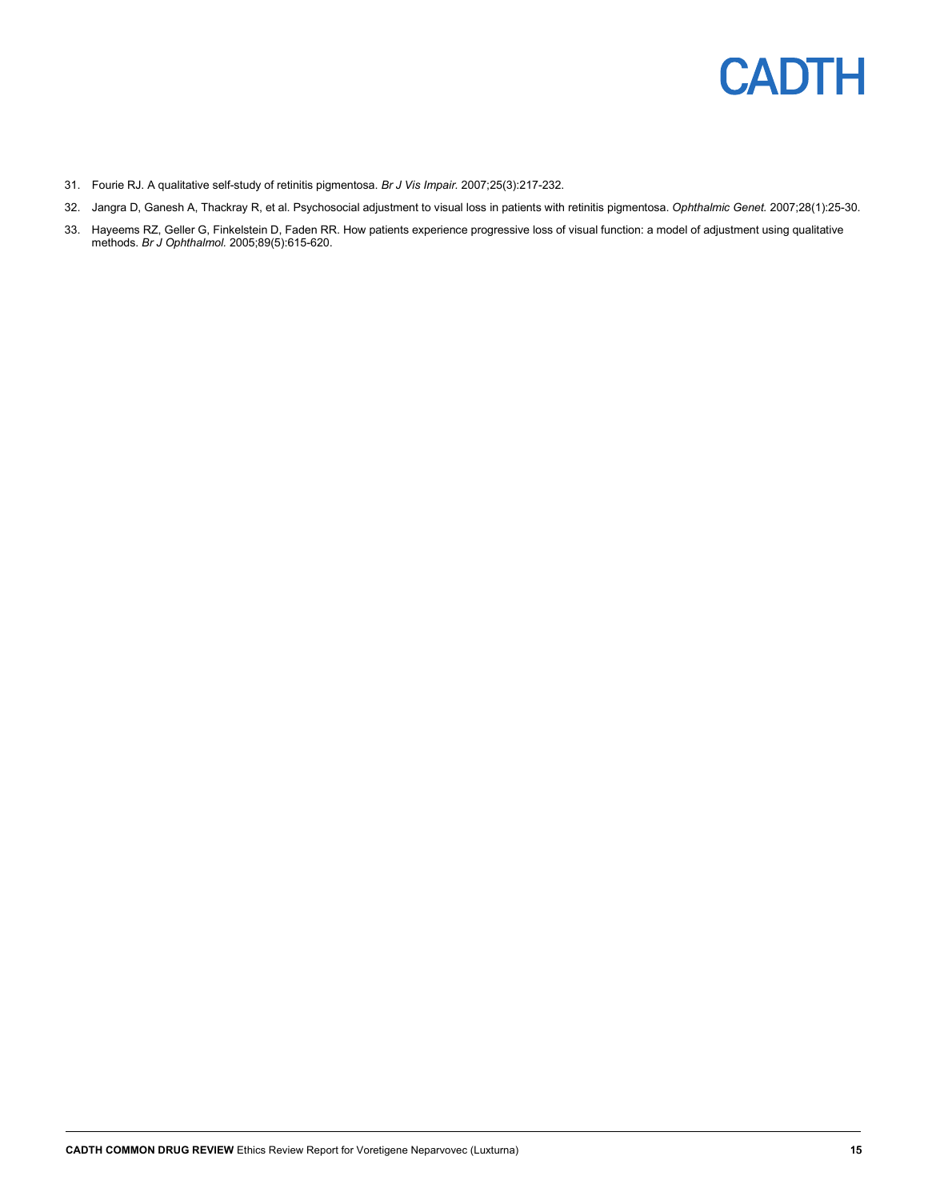31. Fourie RJ. A qualitative self-study of retinitis pigmentosa. *Br J Vis Impair.* 2007;25(3):217-232.
32. Jangra D, Ganesh A, Thackray R, et al. Psychosocial adjustment to visual loss in patients with retinitis pigmentosa. *Ophthalmic Genet.* 2007;28(1):25-30.
33. Hayeems RZ, Geller G, Finkelstein D, Faden RR. How patients experience progressive loss of visual function: a model of adjustment using qualitative methods. *Br J Ophthalmol.* 2005;89(5):615-620.